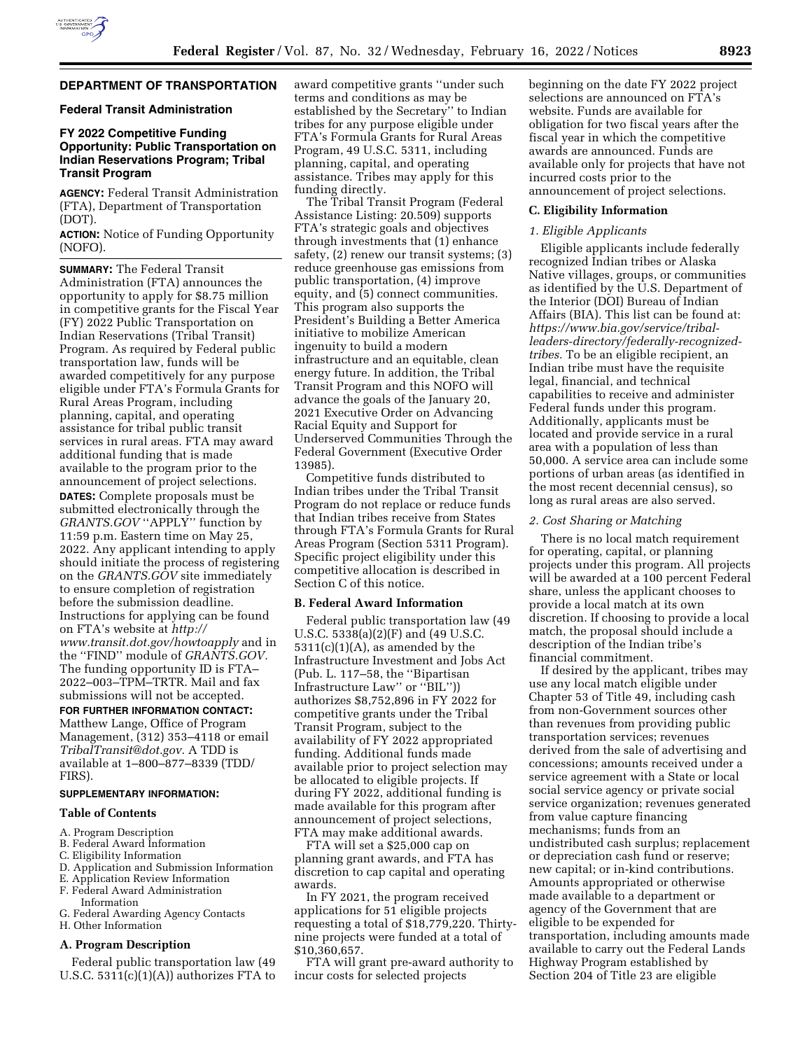## DEPARTMENT OF TRANSPORTATION

### Federal Transit Administration

### FY 2022 Competitive Funding Opportunity: Public Transportation on Indian Reservations Program; Tribal Transit Program

**AGENCY:** Federal Transit Administration (FTA), Department of Transportation (DOT).

**ACTION:** Notice of Funding Opportunity (NOFO).

**SUMMARY:** The Federal Transit Administration (FTA) announces the opportunity to apply for $8.75 million in competitive grants for the Fiscal Year (FY) 2022 Public Transportation on Indian Reservations (Tribal Transit) Program. As required by Federal public transportation law, funds will be awarded competitively for any purpose eligible under FTA's Formula Grants for Rural Areas Program, including planning, capital, and operating assistance for tribal public transit services in rural areas. FTA may award additional funding that is made available to the program prior to the announcement of project selections.

**DATES:** Complete proposals must be submitted electronically through the *GRANTS.GOV* "APPLY" function by 11:59 p.m. Eastern time on May 25, 2022. Any applicant intending to apply should initiate the process of registering on the *GRANTS.GOV* site immediately to ensure completion of registration before the submission deadline. Instructions for applying can be found on FTA's website at *http://www.transit.dot.gov/howtoapply* and in the "FIND" module of *GRANTS.GOV.* The funding opportunity ID is FTA–2022–003–TPM–TRTR. Mail and fax submissions will not be accepted.

**FOR FURTHER INFORMATION CONTACT:** Matthew Lange, Office of Program Management, (312) 353–4118 or email *TribalTransit@dot.gov.* A TDD is available at 1–800–877–8339 (TDD/FIRS).

**SUPPLEMENTARY INFORMATION:**

#### Table of Contents

A. Program Description
B. Federal Award Information
C. Eligibility Information
D. Application and Submission Information
E. Application Review Information
F. Federal Award Administration Information
G. Federal Awarding Agency Contacts
H. Other Information

#### A. Program Description

Federal public transportation law (49 U.S.C. 5311(c)(1)(A)) authorizes FTA to award competitive grants "under such terms and conditions as may be established by the Secretary" to Indian tribes for any purpose eligible under FTA's Formula Grants for Rural Areas Program, 49 U.S.C. 5311, including planning, capital, and operating assistance. Tribes may apply for this funding directly.

The Tribal Transit Program (Federal Assistance Listing: 20.509) supports FTA's strategic goals and objectives through investments that (1) enhance safety, (2) renew our transit systems; (3) reduce greenhouse gas emissions from public transportation, (4) improve equity, and (5) connect communities. This program also supports the President's Building a Better America initiative to mobilize American ingenuity to build a modern infrastructure and an equitable, clean energy future. In addition, the Tribal Transit Program and this NOFO will advance the goals of the January 20, 2021 Executive Order on Advancing Racial Equity and Support for Underserved Communities Through the Federal Government (Executive Order 13985).

Competitive funds distributed to Indian tribes under the Tribal Transit Program do not replace or reduce funds that Indian tribes receive from States through FTA's Formula Grants for Rural Areas Program (Section 5311 Program). Specific project eligibility under this competitive allocation is described in Section C of this notice.

#### B. Federal Award Information

Federal public transportation law (49 U.S.C. 5338(a)(2)(F) and (49 U.S.C. 5311(c)(1)(A), as amended by the Infrastructure Investment and Jobs Act (Pub. L. 117–58, the "Bipartisan Infrastructure Law" or "BIL")) authorizes $8,752,896 in FY 2022 for competitive grants under the Tribal Transit Program, subject to the availability of FY 2022 appropriated funding. Additional funds made available prior to project selection may be allocated to eligible projects. If during FY 2022, additional funding is made available for this program after announcement of project selections, FTA may make additional awards.

FTA will set a $25,000 cap on planning grant awards, and FTA has discretion to cap capital and operating awards.

In FY 2021, the program received applications for 51 eligible projects requesting a total of $18,779,220. Thirty-nine projects were funded at a total of $10,360,657.

FTA will grant pre-award authority to incur costs for selected projects beginning on the date FY 2022 project selections are announced on FTA's website. Funds are available for obligation for two fiscal years after the fiscal year in which the competitive awards are announced. Funds are available only for projects that have not incurred costs prior to the announcement of project selections.

#### C. Eligibility Information

##### 1. Eligible Applicants

Eligible applicants include federally recognized Indian tribes or Alaska Native villages, groups, or communities as identified by the U.S. Department of the Interior (DOI) Bureau of Indian Affairs (BIA). This list can be found at: *https://www.bia.gov/service/tribal-leaders-directory/federally-recognized-tribes.* To be an eligible recipient, an Indian tribe must have the requisite legal, financial, and technical capabilities to receive and administer Federal funds under this program. Additionally, applicants must be located and provide service in a rural area with a population of less than 50,000. A service area can include some portions of urban areas (as identified in the most recent decennial census), so long as rural areas are also served.

##### 2. Cost Sharing or Matching

There is no local match requirement for operating, capital, or planning projects under this program. All projects will be awarded at a 100 percent Federal share, unless the applicant chooses to provide a local match at its own discretion. If choosing to provide a local match, the proposal should include a description of the Indian tribe's financial commitment.

If desired by the applicant, tribes may use any local match eligible under Chapter 53 of Title 49, including cash from non-Government sources other than revenues from providing public transportation services; revenues derived from the sale of advertising and concessions; amounts received under a service agreement with a State or local social service agency or private social service organization; revenues generated from value capture financing mechanisms; funds from an undistributed cash surplus; replacement or depreciation cash fund or reserve; new capital; or in-kind contributions. Amounts appropriated or otherwise made available to a department or agency of the Government that are eligible to be expended for transportation, including amounts made available to carry out the Federal Lands Highway Program established by Section 204 of Title 23 are eligible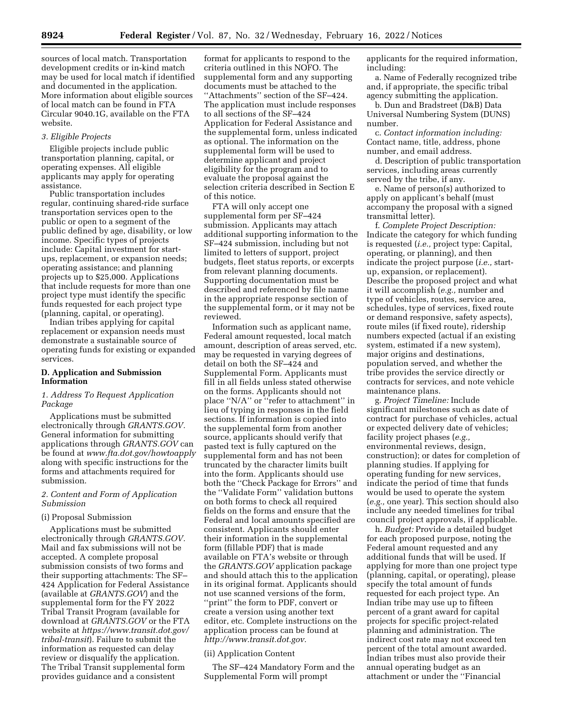sources of local match. Transportation development credits or in-kind match may be used for local match if identified and documented in the application. More information about eligible sources of local match can be found in FTA Circular 9040.1G, available on the FTA website.

### *3. Eligible Projects*

Eligible projects include public transportation planning, capital, or operating expenses. All eligible applicants may apply for operating assistance.

Public transportation includes regular, continuing shared-ride surface transportation services open to the public or open to a segment of the public defined by age, disability, or low income. Specific types of projects include: Capital investment for start-ups, replacement, or expansion needs; operating assistance; and planning projects up to $25,000. Applications that include requests for more than one project type must identify the specific funds requested for each project type (planning, capital, or operating).

Indian tribes applying for capital replacement or expansion needs must demonstrate a sustainable source of operating funds for existing or expanded services.

## D. Application and Submission Information

### *1. Address To Request Application Package*

Applications must be submitted electronically through *GRANTS.GOV.* General information for submitting applications through *GRANTS.GOV* can be found at *www.fta.dot.gov/howtoapply* along with specific instructions for the forms and attachments required for submission.

### *2. Content and Form of Application Submission*

(i) Proposal Submission

Applications must be submitted electronically through *GRANTS.GOV.* Mail and fax submissions will not be accepted. A complete proposal submission consists of two forms and their supporting attachments: The SF–424 Application for Federal Assistance (available at *GRANTS.GOV*) and the supplemental form for the FY 2022 Tribal Transit Program (available for download at *GRANTS.GOV* or the FTA website at *https://www.transit.dot.gov/tribal-transit*). Failure to submit the information as requested can delay review or disqualify the application. The Tribal Transit supplemental form provides guidance and a consistent format for applicants to respond to the criteria outlined in this NOFO. The supplemental form and any supporting documents must be attached to the ''Attachments'' section of the SF–424. The application must include responses to all sections of the SF–424 Application for Federal Assistance and the supplemental form, unless indicated as optional. The information on the supplemental form will be used to determine applicant and project eligibility for the program and to evaluate the proposal against the selection criteria described in Section E of this notice.

FTA will only accept one supplemental form per SF–424 submission. Applicants may attach additional supporting information to the SF–424 submission, including but not limited to letters of support, project budgets, fleet status reports, or excerpts from relevant planning documents. Supporting documentation must be described and referenced by file name in the appropriate response section of the supplemental form, or it may not be reviewed.

Information such as applicant name, Federal amount requested, local match amount, description of areas served, etc. may be requested in varying degrees of detail on both the SF–424 and Supplemental Form. Applicants must fill in all fields unless stated otherwise on the forms. Applicants should not place ''N/A'' or ''refer to attachment'' in lieu of typing in responses in the field sections. If information is copied into the supplemental form from another source, applicants should verify that pasted text is fully captured on the supplemental form and has not been truncated by the character limits built into the form. Applicants should use both the ''Check Package for Errors'' and the ''Validate Form'' validation buttons on both forms to check all required fields on the forms and ensure that the Federal and local amounts specified are consistent. Applicants should enter their information in the supplemental form (fillable PDF) that is made available on FTA's website or through the *GRANTS.GOV* application package and should attach this to the application in its original format. Applicants should not use scanned versions of the form, ''print'' the form to PDF, convert or create a version using another text editor, etc. Complete instructions on the application process can be found at *http://www.transit.dot.gov.*

(ii) Application Content

The SF–424 Mandatory Form and the Supplemental Form will prompt applicants for the required information, including:

a. Name of Federally recognized tribe and, if appropriate, the specific tribal agency submitting the application.

b. Dun and Bradstreet (D&B) Data Universal Numbering System (DUNS) number.

c. *Contact information including:* Contact name, title, address, phone number, and email address.

d. Description of public transportation services, including areas currently served by the tribe, if any.

e. Name of person(s) authorized to apply on applicant's behalf (must accompany the proposal with a signed transmittal letter).

f. *Complete Project Description:* Indicate the category for which funding is requested (*i.e.,* project type: Capital, operating, or planning), and then indicate the project purpose (*i.e.,* start-up, expansion, or replacement). Describe the proposed project and what it will accomplish (*e.g.,* number and type of vehicles, routes, service area, schedules, type of services, fixed route or demand responsive, safety aspects), route miles (if fixed route), ridership numbers expected (actual if an existing system, estimated if a new system), major origins and destinations, population served, and whether the tribe provides the service directly or contracts for services, and note vehicle maintenance plans.

g. *Project Timeline:* Include significant milestones such as date of contract for purchase of vehicles, actual or expected delivery date of vehicles; facility project phases (*e.g.,* environmental reviews, design, construction); or dates for completion of planning studies. If applying for operating funding for new services, indicate the period of time that funds would be used to operate the system (*e.g.,* one year). This section should also include any needed timelines for tribal council project approvals, if applicable.

h. *Budget:* Provide a detailed budget for each proposed purpose, noting the Federal amount requested and any additional funds that will be used. If applying for more than one project type (planning, capital, or operating), please specify the total amount of funds requested for each project type. An Indian tribe may use up to fifteen percent of a grant award for capital projects for specific project-related planning and administration. The indirect cost rate may not exceed ten percent of the total amount awarded. Indian tribes must also provide their annual operating budget as an attachment or under the ''Financial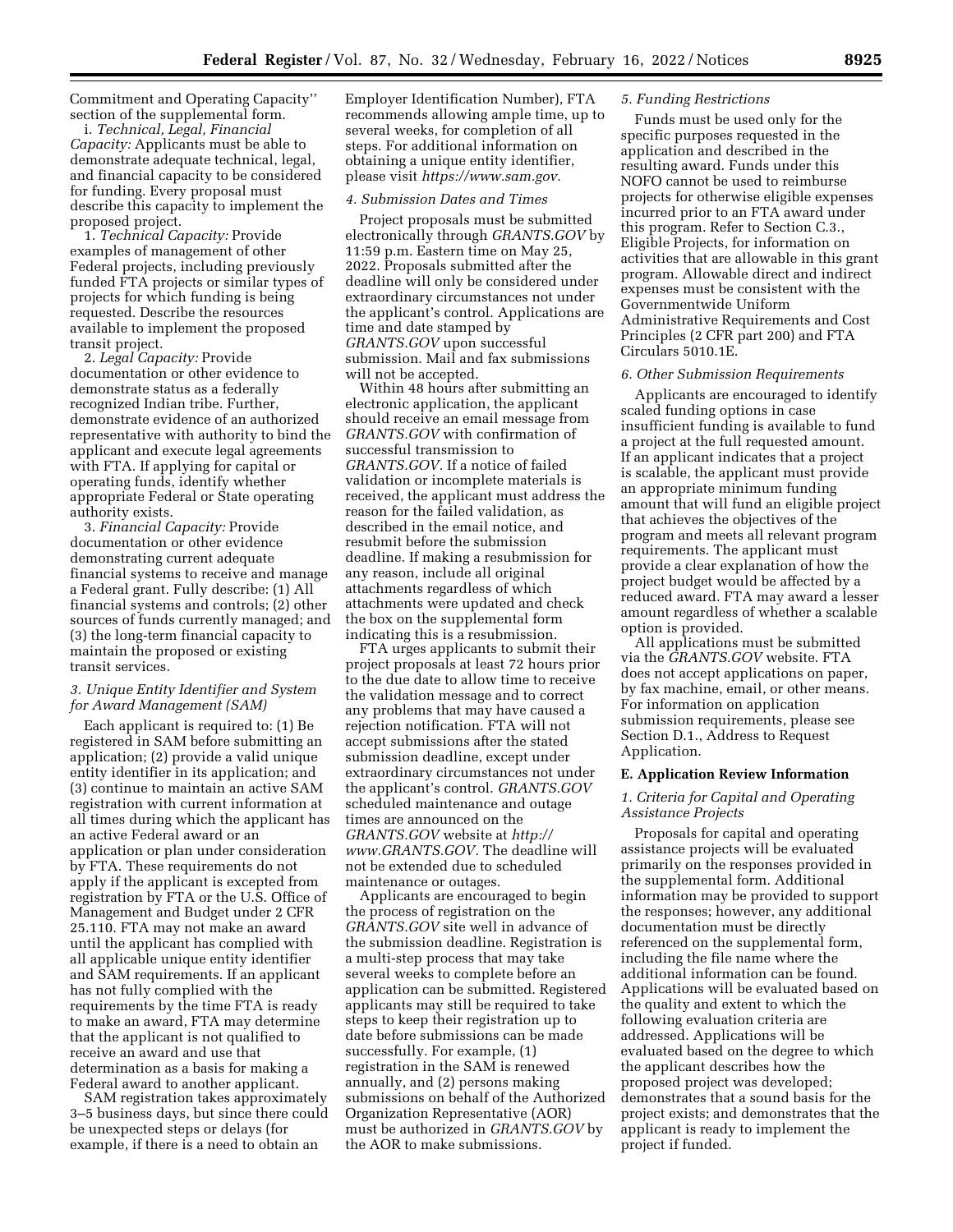Commitment and Operating Capacity'' section of the supplemental form.

i. *Technical, Legal, Financial Capacity:* Applicants must be able to demonstrate adequate technical, legal, and financial capacity to be considered for funding. Every proposal must describe this capacity to implement the proposed project.

1. *Technical Capacity:* Provide examples of management of other Federal projects, including previously funded FTA projects or similar types of projects for which funding is being requested. Describe the resources available to implement the proposed transit project.

2. *Legal Capacity:* Provide documentation or other evidence to demonstrate status as a federally recognized Indian tribe. Further, demonstrate evidence of an authorized representative with authority to bind the applicant and execute legal agreements with FTA. If applying for capital or operating funds, identify whether appropriate Federal or State operating authority exists.

3. *Financial Capacity:* Provide documentation or other evidence demonstrating current adequate financial systems to receive and manage a Federal grant. Fully describe: (1) All financial systems and controls; (2) other sources of funds currently managed; and (3) the long-term financial capacity to maintain the proposed or existing transit services.

### *3. Unique Entity Identifier and System for Award Management (SAM)*

Each applicant is required to: (1) Be registered in SAM before submitting an application; (2) provide a valid unique entity identifier in its application; and (3) continue to maintain an active SAM registration with current information at all times during which the applicant has an active Federal award or an application or plan under consideration by FTA. These requirements do not apply if the applicant is excepted from registration by FTA or the U.S. Office of Management and Budget under 2 CFR 25.110. FTA may not make an award until the applicant has complied with all applicable unique entity identifier and SAM requirements. If an applicant has not fully complied with the requirements by the time FTA is ready to make an award, FTA may determine that the applicant is not qualified to receive an award and use that determination as a basis for making a Federal award to another applicant.

SAM registration takes approximately 3–5 business days, but since there could be unexpected steps or delays (for example, if there is a need to obtain an Employer Identification Number), FTA recommends allowing ample time, up to several weeks, for completion of all steps. For additional information on obtaining a unique entity identifier, please visit *https://www.sam.gov.*

### *4. Submission Dates and Times*

Project proposals must be submitted electronically through *GRANTS.GOV* by 11:59 p.m. Eastern time on May 25, 2022. Proposals submitted after the deadline will only be considered under extraordinary circumstances not under the applicant's control. Applications are time and date stamped by *GRANTS.GOV* upon successful submission. Mail and fax submissions will not be accepted.

Within 48 hours after submitting an electronic application, the applicant should receive an email message from *GRANTS.GOV* with confirmation of successful transmission to *GRANTS.GOV.* If a notice of failed validation or incomplete materials is received, the applicant must address the reason for the failed validation, as described in the email notice, and resubmit before the submission deadline. If making a resubmission for any reason, include all original attachments regardless of which attachments were updated and check the box on the supplemental form indicating this is a resubmission.

FTA urges applicants to submit their project proposals at least 72 hours prior to the due date to allow time to receive the validation message and to correct any problems that may have caused a rejection notification. FTA will not accept submissions after the stated submission deadline, except under extraordinary circumstances not under the applicant's control. *GRANTS.GOV* scheduled maintenance and outage times are announced on the *GRANTS.GOV* website at *http://www.GRANTS.GOV.* The deadline will not be extended due to scheduled maintenance or outages.

Applicants are encouraged to begin the process of registration on the *GRANTS.GOV* site well in advance of the submission deadline. Registration is a multi-step process that may take several weeks to complete before an application can be submitted. Registered applicants may still be required to take steps to keep their registration up to date before submissions can be made successfully. For example, (1) registration in the SAM is renewed annually, and (2) persons making submissions on behalf of the Authorized Organization Representative (AOR) must be authorized in *GRANTS.GOV* by the AOR to make submissions.

### *5. Funding Restrictions*

Funds must be used only for the specific purposes requested in the application and described in the resulting award. Funds under this NOFO cannot be used to reimburse projects for otherwise eligible expenses incurred prior to an FTA award under this program. Refer to Section C.3., Eligible Projects, for information on activities that are allowable in this grant program. Allowable direct and indirect expenses must be consistent with the Governmentwide Uniform Administrative Requirements and Cost Principles (2 CFR part 200) and FTA Circulars 5010.1E.

### *6. Other Submission Requirements*

Applicants are encouraged to identify scaled funding options in case insufficient funding is available to fund a project at the full requested amount. If an applicant indicates that a project is scalable, the applicant must provide an appropriate minimum funding amount that will fund an eligible project that achieves the objectives of the program and meets all relevant program requirements. The applicant must provide a clear explanation of how the project budget would be affected by a reduced award. FTA may award a lesser amount regardless of whether a scalable option is provided.

All applications must be submitted via the *GRANTS.GOV* website. FTA does not accept applications on paper, by fax machine, email, or other means. For information on application submission requirements, please see Section D.1., Address to Request Application.

## E. Application Review Information

### *1. Criteria for Capital and Operating Assistance Projects*

Proposals for capital and operating assistance projects will be evaluated primarily on the responses provided in the supplemental form. Additional information may be provided to support the responses; however, any additional documentation must be directly referenced on the supplemental form, including the file name where the additional information can be found. Applications will be evaluated based on the quality and extent to which the following evaluation criteria are addressed. Applications will be evaluated based on the degree to which the applicant describes how the proposed project was developed; demonstrates that a sound basis for the project exists; and demonstrates that the applicant is ready to implement the project if funded.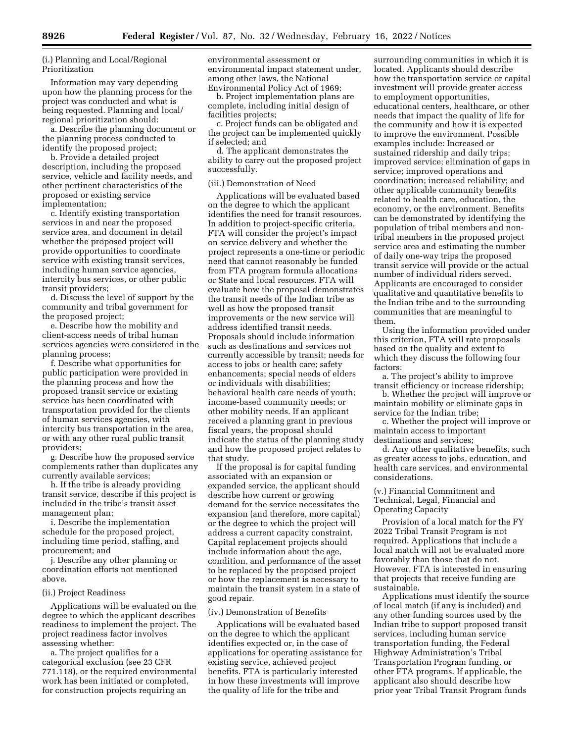(i.) Planning and Local/Regional Prioritization

Information may vary depending upon how the planning process for the project was conducted and what is being requested. Planning and local/regional prioritization should:

a. Describe the planning document or the planning process conducted to identify the proposed project;

b. Provide a detailed project description, including the proposed service, vehicle and facility needs, and other pertinent characteristics of the proposed or existing service implementation;

c. Identify existing transportation services in and near the proposed service area, and document in detail whether the proposed project will provide opportunities to coordinate service with existing transit services, including human service agencies, intercity bus services, or other public transit providers;

d. Discuss the level of support by the community and tribal government for the proposed project;

e. Describe how the mobility and client-access needs of tribal human services agencies were considered in the planning process;

f. Describe what opportunities for public participation were provided in the planning process and how the proposed transit service or existing service has been coordinated with transportation provided for the clients of human services agencies, with intercity bus transportation in the area, or with any other rural public transit providers;

g. Describe how the proposed service complements rather than duplicates any currently available services;

h. If the tribe is already providing transit service, describe if this project is included in the tribe's transit asset management plan;

i. Describe the implementation schedule for the proposed project, including time period, staffing, and procurement; and

j. Describe any other planning or coordination efforts not mentioned above.

(ii.) Project Readiness

Applications will be evaluated on the degree to which the applicant describes readiness to implement the project. The project readiness factor involves assessing whether:

a. The project qualifies for a categorical exclusion (see 23 CFR 771.118), or the required environmental work has been initiated or completed, for construction projects requiring an environmental assessment or environmental impact statement under, among other laws, the National Environmental Policy Act of 1969;

b. Project implementation plans are complete, including initial design of facilities projects;

c. Project funds can be obligated and the project can be implemented quickly if selected; and

d. The applicant demonstrates the ability to carry out the proposed project successfully.

(iii.) Demonstration of Need

Applications will be evaluated based on the degree to which the applicant identifies the need for transit resources. In addition to project-specific criteria, FTA will consider the project's impact on service delivery and whether the project represents a one-time or periodic need that cannot reasonably be funded from FTA program formula allocations or State and local resources. FTA will evaluate how the proposal demonstrates the transit needs of the Indian tribe as well as how the proposed transit improvements or the new service will address identified transit needs. Proposals should include information such as destinations and services not currently accessible by transit; needs for access to jobs or health care; safety enhancements; special needs of elders or individuals with disabilities; behavioral health care needs of youth; income-based community needs; or other mobility needs. If an applicant received a planning grant in previous fiscal years, the proposal should indicate the status of the planning study and how the proposed project relates to that study.

If the proposal is for capital funding associated with an expansion or expanded service, the applicant should describe how current or growing demand for the service necessitates the expansion (and therefore, more capital) or the degree to which the project will address a current capacity constraint. Capital replacement projects should include information about the age, condition, and performance of the asset to be replaced by the proposed project or how the replacement is necessary to maintain the transit system in a state of good repair.

(iv.) Demonstration of Benefits

Applications will be evaluated based on the degree to which the applicant identifies expected or, in the case of applications for operating assistance for existing service, achieved project benefits. FTA is particularly interested in how these investments will improve the quality of life for the tribe and surrounding communities in which it is located. Applicants should describe how the transportation service or capital investment will provide greater access to employment opportunities, educational centers, healthcare, or other needs that impact the quality of life for the community and how it is expected to improve the environment. Possible examples include: Increased or sustained ridership and daily trips; improved service; elimination of gaps in service; improved operations and coordination; increased reliability; and other applicable community benefits related to health care, education, the economy, or the environment. Benefits can be demonstrated by identifying the population of tribal members and non-tribal members in the proposed project service area and estimating the number of daily one-way trips the proposed transit service will provide or the actual number of individual riders served. Applicants are encouraged to consider qualitative and quantitative benefits to the Indian tribe and to the surrounding communities that are meaningful to them.

Using the information provided under this criterion, FTA will rate proposals based on the quality and extent to which they discuss the following four factors:

a. The project's ability to improve transit efficiency or increase ridership;

b. Whether the project will improve or maintain mobility or eliminate gaps in service for the Indian tribe;

c. Whether the project will improve or maintain access to important destinations and services;

d. Any other qualitative benefits, such as greater access to jobs, education, and health care services, and environmental considerations.

(v.) Financial Commitment and Technical, Legal, Financial and Operating Capacity

Provision of a local match for the FY 2022 Tribal Transit Program is not required. Applications that include a local match will not be evaluated more favorably than those that do not. However, FTA is interested in ensuring that projects that receive funding are sustainable.

Applications must identify the source of local match (if any is included) and any other funding sources used by the Indian tribe to support proposed transit services, including human service transportation funding, the Federal Highway Administration's Tribal Transportation Program funding, or other FTA programs. If applicable, the applicant also should describe how prior year Tribal Transit Program funds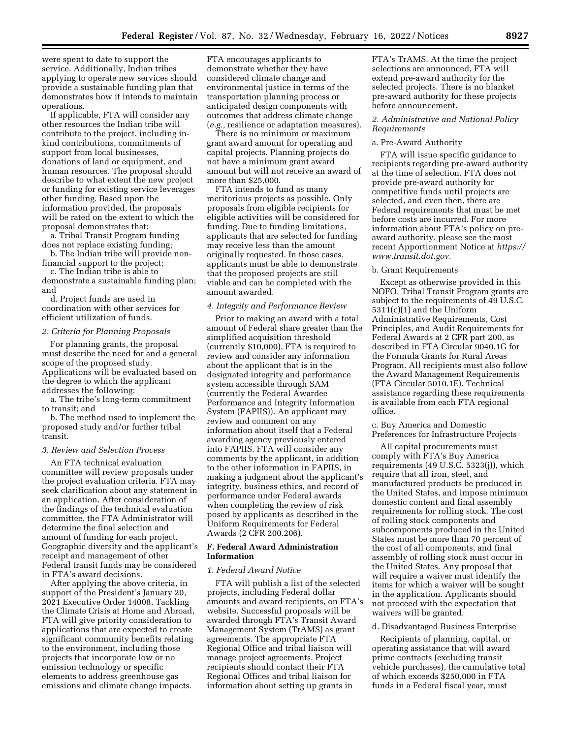were spent to date to support the service. Additionally, Indian tribes applying to operate new services should provide a sustainable funding plan that demonstrates how it intends to maintain operations.

If applicable, FTA will consider any other resources the Indian tribe will contribute to the project, including in-kind contributions, commitments of support from local businesses, donations of land or equipment, and human resources. The proposal should describe to what extent the new project or funding for existing service leverages other funding. Based upon the information provided, the proposals will be rated on the extent to which the proposal demonstrates that:

a. Tribal Transit Program funding does not replace existing funding;

b. The Indian tribe will provide non-financial support to the project;

c. The Indian tribe is able to demonstrate a sustainable funding plan; and

d. Project funds are used in coordination with other services for efficient utilization of funds.

*2. Criteria for Planning Proposals*

For planning grants, the proposal must describe the need for and a general scope of the proposed study. Applications will be evaluated based on the degree to which the applicant addresses the following:

a. The tribe's long-term commitment to transit; and

b. The method used to implement the proposed study and/or further tribal transit.

*3. Review and Selection Process*

An FTA technical evaluation committee will review proposals under the project evaluation criteria. FTA may seek clarification about any statement in an application. After consideration of the findings of the technical evaluation committee, the FTA Administrator will determine the final selection and amount of funding for each project. Geographic diversity and the applicant's receipt and management of other Federal transit funds may be considered in FTA's award decisions.

After applying the above criteria, in support of the President's January 20, 2021 Executive Order 14008, Tackling the Climate Crisis at Home and Abroad, FTA will give priority consideration to applications that are expected to create significant community benefits relating to the environment, including those projects that incorporate low or no emission technology or specific elements to address greenhouse gas emissions and climate change impacts. FTA encourages applicants to demonstrate whether they have considered climate change and environmental justice in terms of the transportation planning process or anticipated design components with outcomes that address climate change (*e.g.,* resilience or adaptation measures).

There is no minimum or maximum grant award amount for operating and capital projects. Planning projects do not have a minimum grant award amount but will not receive an award of more than $25,000.

FTA intends to fund as many meritorious projects as possible. Only proposals from eligible recipients for eligible activities will be considered for funding. Due to funding limitations, applicants that are selected for funding may receive less than the amount originally requested. In those cases, applicants must be able to demonstrate that the proposed projects are still viable and can be completed with the amount awarded.

*4. Integrity and Performance Review*

Prior to making an award with a total amount of Federal share greater than the simplified acquisition threshold (currently $10,000), FTA is required to review and consider any information about the applicant that is in the designated integrity and performance system accessible through SAM (currently the Federal Awardee Performance and Integrity Information System (FAPIIS)). An applicant may review and comment on any information about itself that a Federal awarding agency previously entered into FAPIIS. FTA will consider any comments by the applicant, in addition to the other information in FAPIIS, in making a judgment about the applicant's integrity, business ethics, and record of performance under Federal awards when completing the review of risk posed by applicants as described in the Uniform Requirements for Federal Awards (2 CFR 200.206).

## F. Federal Award Administration Information

*1. Federal Award Notice*

FTA will publish a list of the selected projects, including Federal dollar amounts and award recipients, on FTA's website. Successful proposals will be awarded through FTA's Transit Award Management System (TrAMS) as grant agreements. The appropriate FTA Regional Office and tribal liaison will manage project agreements. Project recipients should contact their FTA Regional Offices and tribal liaison for information about setting up grants in FTA's TrAMS. At the time the project selections are announced, FTA will extend pre-award authority for the selected projects. There is no blanket pre-award authority for these projects before announcement.

*2. Administrative and National Policy Requirements*

a. Pre-Award Authority

FTA will issue specific guidance to recipients regarding pre-award authority at the time of selection. FTA does not provide pre-award authority for competitive funds until projects are selected, and even then, there are Federal requirements that must be met before costs are incurred. For more information about FTA's policy on pre-award authority, please see the most recent Apportionment Notice at *https://www.transit.dot.gov.*

b. Grant Requirements

Except as otherwise provided in this NOFO, Tribal Transit Program grants are subject to the requirements of 49 U.S.C. 5311(c)(1) and the Uniform Administrative Requirements, Cost Principles, and Audit Requirements for Federal Awards at 2 CFR part 200, as described in FTA Circular 9040.1G for the Formula Grants for Rural Areas Program. All recipients must also follow the Award Management Requirements (FTA Circular 5010.1E). Technical assistance regarding these requirements is available from each FTA regional office.

c. Buy America and Domestic Preferences for Infrastructure Projects

All capital procurements must comply with FTA's Buy America requirements (49 U.S.C. 5323(j)), which require that all iron, steel, and manufactured products be produced in the United States, and impose minimum domestic content and final assembly requirements for rolling stock. The cost of rolling stock components and subcomponents produced in the United States must be more than 70 percent of the cost of all components, and final assembly of rolling stock must occur in the United States. Any proposal that will require a waiver must identify the items for which a waiver will be sought in the application. Applicants should not proceed with the expectation that waivers will be granted.

d. Disadvantaged Business Enterprise

Recipients of planning, capital, or operating assistance that will award prime contracts (excluding transit vehicle purchases), the cumulative total of which exceeds $250,000 in FTA funds in a Federal fiscal year, must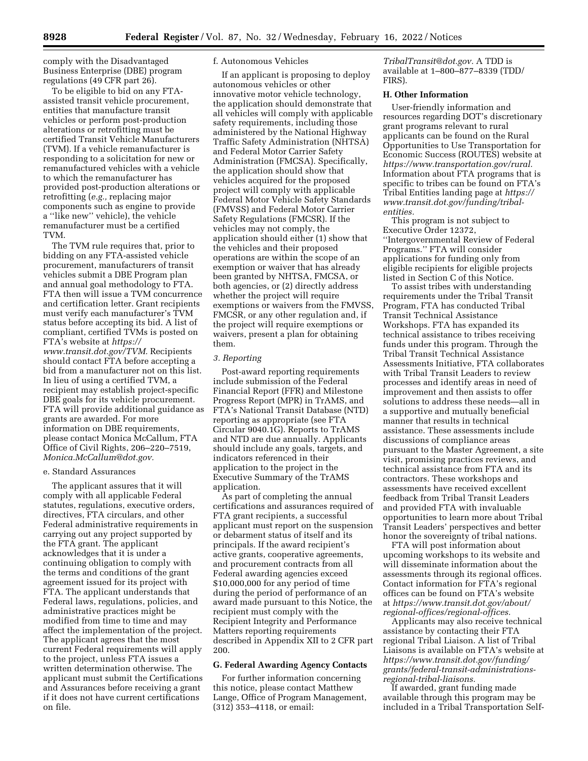comply with the Disadvantaged Business Enterprise (DBE) program regulations (49 CFR part 26).

To be eligible to bid on any FTA-assisted transit vehicle procurement, entities that manufacture transit vehicles or perform post-production alterations or retrofitting must be certified Transit Vehicle Manufacturers (TVM). If a vehicle remanufacturer is responding to a solicitation for new or remanufactured vehicles with a vehicle to which the remanufacturer has provided post-production alterations or retrofitting (*e.g.,* replacing major components such as engine to provide a ''like new'' vehicle), the vehicle remanufacturer must be a certified TVM.

The TVM rule requires that, prior to bidding on any FTA-assisted vehicle procurement, manufacturers of transit vehicles submit a DBE Program plan and annual goal methodology to FTA. FTA then will issue a TVM concurrence and certification letter. Grant recipients must verify each manufacturer's TVM status before accepting its bid. A list of compliant, certified TVMs is posted on FTA's website at *https://www.transit.dot.gov/TVM.* Recipients should contact FTA before accepting a bid from a manufacturer not on this list. In lieu of using a certified TVM, a recipient may establish project-specific DBE goals for its vehicle procurement. FTA will provide additional guidance as grants are awarded. For more information on DBE requirements, please contact Monica McCallum, FTA Office of Civil Rights, 206–220–7519, *Monica.McCallum@dot.gov.*

e. Standard Assurances

The applicant assures that it will comply with all applicable Federal statutes, regulations, executive orders, directives, FTA circulars, and other Federal administrative requirements in carrying out any project supported by the FTA grant. The applicant acknowledges that it is under a continuing obligation to comply with the terms and conditions of the grant agreement issued for its project with FTA. The applicant understands that Federal laws, regulations, policies, and administrative practices might be modified from time to time and may affect the implementation of the project. The applicant agrees that the most current Federal requirements will apply to the project, unless FTA issues a written determination otherwise. The applicant must submit the Certifications and Assurances before receiving a grant if it does not have current certifications on file.

f. Autonomous Vehicles

If an applicant is proposing to deploy autonomous vehicles or other innovative motor vehicle technology, the application should demonstrate that all vehicles will comply with applicable safety requirements, including those administered by the National Highway Traffic Safety Administration (NHTSA) and Federal Motor Carrier Safety Administration (FMCSA). Specifically, the application should show that vehicles acquired for the proposed project will comply with applicable Federal Motor Vehicle Safety Standards (FMVSS) and Federal Motor Carrier Safety Regulations (FMCSR). If the vehicles may not comply, the application should either (1) show that the vehicles and their proposed operations are within the scope of an exemption or waiver that has already been granted by NHTSA, FMCSA, or both agencies, or (2) directly address whether the project will require exemptions or waivers from the FMVSS, FMCSR, or any other regulation and, if the project will require exemptions or waivers, present a plan for obtaining them.

*3. Reporting*

Post-award reporting requirements include submission of the Federal Financial Report (FFR) and Milestone Progress Report (MPR) in TrAMS, and FTA's National Transit Database (NTD) reporting as appropriate (see FTA Circular 9040.1G). Reports to TrAMS and NTD are due annually. Applicants should include any goals, targets, and indicators referenced in their application to the project in the Executive Summary of the TrAMS application.

As part of completing the annual certifications and assurances required of FTA grant recipients, a successful applicant must report on the suspension or debarment status of itself and its principals. If the award recipient's active grants, cooperative agreements, and procurement contracts from all Federal awarding agencies exceed $10,000,000 for any period of time during the period of performance of an award made pursuant to this Notice, the recipient must comply with the Recipient Integrity and Performance Matters reporting requirements described in Appendix XII to 2 CFR part 200.

**G. Federal Awarding Agency Contacts**

For further information concerning this notice, please contact Matthew Lange, Office of Program Management, (312) 353–4118, or email: *TribalTransit@dot.gov.* A TDD is available at 1–800–877–8339 (TDD/FIRS).

**H. Other Information**

User-friendly information and resources regarding DOT's discretionary grant programs relevant to rural applicants can be found on the Rural Opportunities to Use Transportation for Economic Success (ROUTES) website at *https://www.transportation.gov/rural.* Information about FTA programs that is specific to tribes can be found on FTA's Tribal Entities landing page at *https://www.transit.dot.gov/funding/tribal-entities.*

This program is not subject to Executive Order 12372, ''Intergovernmental Review of Federal Programs.'' FTA will consider applications for funding only from eligible recipients for eligible projects listed in Section C of this Notice.

To assist tribes with understanding requirements under the Tribal Transit Program, FTA has conducted Tribal Transit Technical Assistance Workshops. FTA has expanded its technical assistance to tribes receiving funds under this program. Through the Tribal Transit Technical Assistance Assessments Initiative, FTA collaborates with Tribal Transit Leaders to review processes and identify areas in need of improvement and then assists to offer solutions to address these needs—all in a supportive and mutually beneficial manner that results in technical assistance. These assessments include discussions of compliance areas pursuant to the Master Agreement, a site visit, promising practices reviews, and technical assistance from FTA and its contractors. These workshops and assessments have received excellent feedback from Tribal Transit Leaders and provided FTA with invaluable opportunities to learn more about Tribal Transit Leaders' perspectives and better honor the sovereignty of tribal nations.

FTA will post information about upcoming workshops to its website and will disseminate information about the assessments through its regional offices. Contact information for FTA's regional offices can be found on FTA's website at *https://www.transit.dot.gov/about/regional-offices/regional-offices.*

Applicants may also receive technical assistance by contacting their FTA regional Tribal Liaison. A list of Tribal Liaisons is available on FTA's website at *https://www.transit.dot.gov/funding/grants/federal-transit-administrations-regional-tribal-liaisons.*

If awarded, grant funding made available through this program may be included in a Tribal Transportation Self-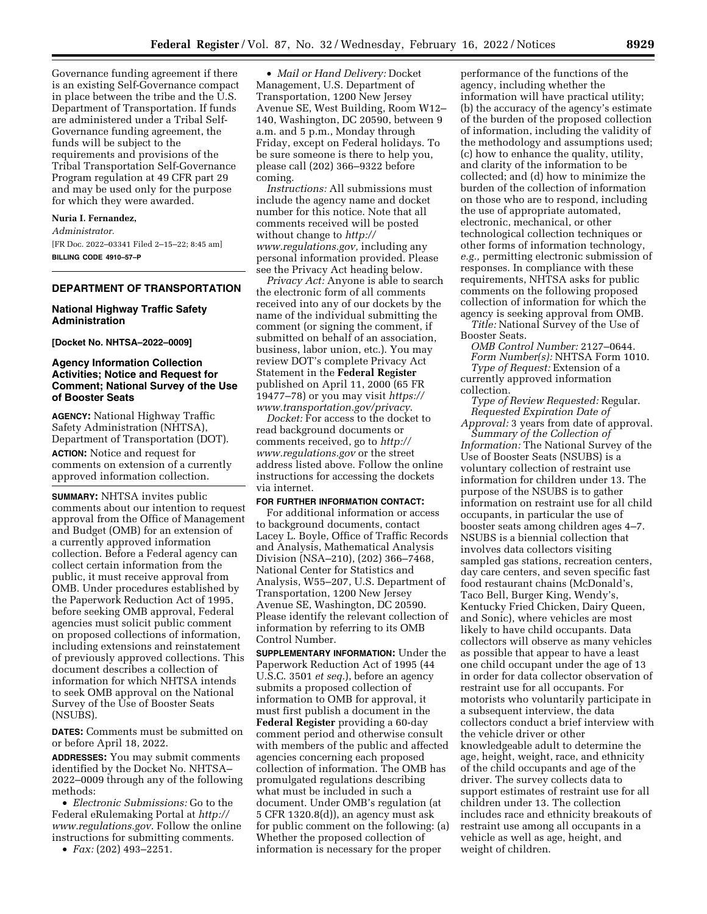Governance funding agreement if there is an existing Self-Governance compact in place between the tribe and the U.S. Department of Transportation. If funds are administered under a Tribal Self-Governance funding agreement, the funds will be subject to the requirements and provisions of the Tribal Transportation Self-Governance Program regulation at 49 CFR part 29 and may be used only for the purpose for which they were awarded.

**Nuria I. Fernandez,**

*Administrator.*

[FR Doc. 2022–03341 Filed 2–15–22; 8:45 am]

**BILLING CODE 4910–57–P**

## DEPARTMENT OF TRANSPORTATION

### National Highway Traffic Safety Administration

**[Docket No. NHTSA–2022–0009]**

### Agency Information Collection Activities; Notice and Request for Comment; National Survey of the Use of Booster Seats

**AGENCY:** National Highway Traffic Safety Administration (NHTSA), Department of Transportation (DOT).

**ACTION:** Notice and request for comments on extension of a currently approved information collection.

**SUMMARY:** NHTSA invites public comments about our intention to request approval from the Office of Management and Budget (OMB) for an extension of a currently approved information collection. Before a Federal agency can collect certain information from the public, it must receive approval from OMB. Under procedures established by the Paperwork Reduction Act of 1995, before seeking OMB approval, Federal agencies must solicit public comment on proposed collections of information, including extensions and reinstatement of previously approved collections. This document describes a collection of information for which NHTSA intends to seek OMB approval on the National Survey of the Use of Booster Seats (NSUBS).

**DATES:** Comments must be submitted on or before April 18, 2022.

**ADDRESSES:** You may submit comments identified by the Docket No. NHTSA–2022–0009 through any of the following methods:

- *Electronic Submissions:* Go to the Federal eRulemaking Portal at *http://www.regulations.gov*. Follow the online instructions for submitting comments.
- *Fax:* (202) 493–2251.
- *Mail or Hand Delivery:* Docket Management, U.S. Department of Transportation, 1200 New Jersey Avenue SE, West Building, Room W12–140, Washington, DC 20590, between 9 a.m. and 5 p.m., Monday through Friday, except on Federal holidays. To be sure someone is there to help you, please call (202) 366–9322 before coming.

*Instructions:* All submissions must include the agency name and docket number for this notice. Note that all comments received will be posted without change to *http://www.regulations.gov,* including any personal information provided. Please see the Privacy Act heading below.

*Privacy Act:* Anyone is able to search the electronic form of all comments received into any of our dockets by the name of the individual submitting the comment (or signing the comment, if submitted on behalf of an association, business, labor union, etc.). You may review DOT's complete Privacy Act Statement in the **Federal Register** published on April 11, 2000 (65 FR 19477–78) or you may visit *https://www.transportation.gov/privacy*.

*Docket:* For access to the docket to read background documents or comments received, go to *http://www.regulations.gov* or the street address listed above. Follow the online instructions for accessing the dockets via internet.

**FOR FURTHER INFORMATION CONTACT:** For additional information or access to background documents, contact Lacey L. Boyle, Office of Traffic Records and Analysis, Mathematical Analysis Division (NSA–210), (202) 366–7468, National Center for Statistics and Analysis, W55–207, U.S. Department of Transportation, 1200 New Jersey Avenue SE, Washington, DC 20590. Please identify the relevant collection of information by referring to its OMB Control Number.

**SUPPLEMENTARY INFORMATION:** Under the Paperwork Reduction Act of 1995 (44 U.S.C. 3501 *et seq.*), before an agency submits a proposed collection of information to OMB for approval, it must first publish a document in the **Federal Register** providing a 60-day comment period and otherwise consult with members of the public and affected agencies concerning each proposed collection of information. The OMB has promulgated regulations describing what must be included in such a document. Under OMB's regulation (at 5 CFR 1320.8(d)), an agency must ask for public comment on the following: (a) Whether the proposed collection of information is necessary for the proper performance of the functions of the agency, including whether the information will have practical utility; (b) the accuracy of the agency's estimate of the burden of the proposed collection of information, including the validity of the methodology and assumptions used; (c) how to enhance the quality, utility, and clarity of the information to be collected; and (d) how to minimize the burden of the collection of information on those who are to respond, including the use of appropriate automated, electronic, mechanical, or other technological collection techniques or other forms of information technology, *e.g.,* permitting electronic submission of responses. In compliance with these requirements, NHTSA asks for public comments on the following proposed collection of information for which the agency is seeking approval from OMB.

*Title:* National Survey of the Use of Booster Seats.

*OMB Control Number:* 2127–0644.

*Form Number(s):* NHTSA Form 1010.

*Type of Request:* Extension of a currently approved information collection.

*Type of Review Requested:* Regular.

*Requested Expiration Date of Approval:* 3 years from date of approval.

*Summary of the Collection of Information:* The National Survey of the Use of Booster Seats (NSUBS) is a voluntary collection of restraint use information for children under 13. The purpose of the NSUBS is to gather information on restraint use for all child occupants, in particular the use of booster seats among children ages 4–7. NSUBS is a biennial collection that involves data collectors visiting sampled gas stations, recreation centers, day care centers, and seven specific fast food restaurant chains (McDonald's, Taco Bell, Burger King, Wendy's, Kentucky Fried Chicken, Dairy Queen, and Sonic), where vehicles are most likely to have child occupants. Data collectors will observe as many vehicles as possible that appear to have a least one child occupant under the age of 13 in order for data collector observation of restraint use for all occupants. For motorists who voluntarily participate in a subsequent interview, the data collectors conduct a brief interview with the vehicle driver or other knowledgeable adult to determine the age, height, weight, race, and ethnicity of the child occupants and age of the driver. The survey collects data to support estimates of restraint use for all children under 13. The collection includes race and ethnicity breakouts of restraint use among all occupants in a vehicle as well as age, height, and weight of children.